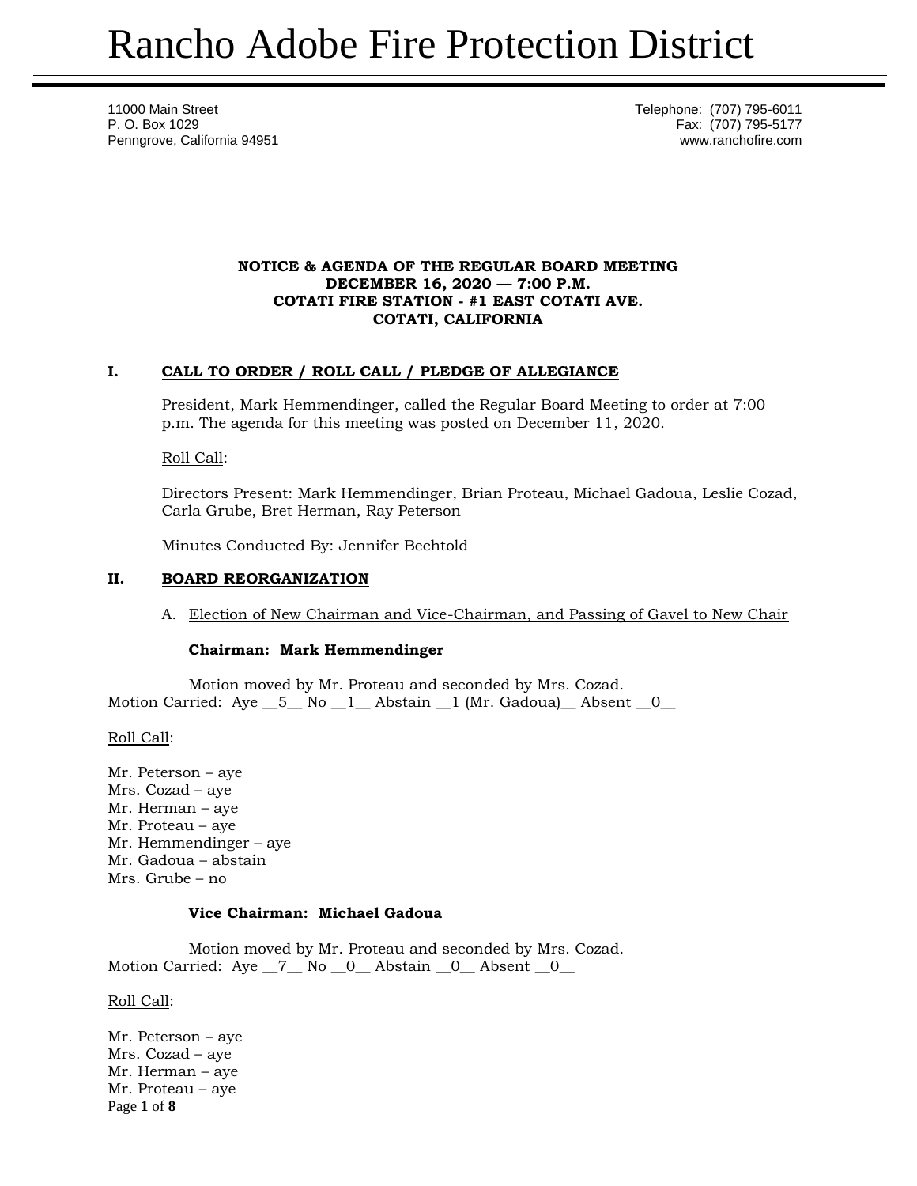# Rancho Adobe Fire Protection District

11000 Main Street
P. O. Box 1029
Penngrove, California 94951

Telephone: (707) 795-6011
Fax: (707) 795-5177
www.ranchofire.com

**NOTICE & AGENDA OF THE REGULAR BOARD MEETING**
**DECEMBER 16, 2020 — 7:00 P.M.**
**COTATI FIRE STATION - #1 EAST COTATI AVE.**
**COTATI, CALIFORNIA**

## I. CALL TO ORDER / ROLL CALL / PLEDGE OF ALLEGIANCE

President, Mark Hemmendinger, called the Regular Board Meeting to order at 7:00 p.m. The agenda for this meeting was posted on December 11, 2020.

Roll Call:

Directors Present: Mark Hemmendinger, Brian Proteau, Michael Gadoua, Leslie Cozad, Carla Grube, Bret Herman, Ray Peterson

Minutes Conducted By: Jennifer Bechtold

## II. BOARD REORGANIZATION

A. Election of New Chairman and Vice-Chairman, and Passing of Gavel to New Chair

**Chairman: Mark Hemmendinger**

Motion moved by Mr. Proteau and seconded by Mrs. Cozad.
Motion Carried: Aye __5__ No __1__ Abstain __1 (Mr. Gadoua)__ Absent __0__

Roll Call:

Mr. Peterson – aye
Mrs. Cozad – aye
Mr. Herman – aye
Mr. Proteau – aye
Mr. Hemmendinger – aye
Mr. Gadoua – abstain
Mrs. Grube – no

**Vice Chairman: Michael Gadoua**

Motion moved by Mr. Proteau and seconded by Mrs. Cozad.
Motion Carried: Aye __7__ No __0__ Abstain __0__ Absent __0__

Roll Call:

Mr. Peterson – aye
Mrs. Cozad – aye
Mr. Herman – aye
Mr. Proteau – aye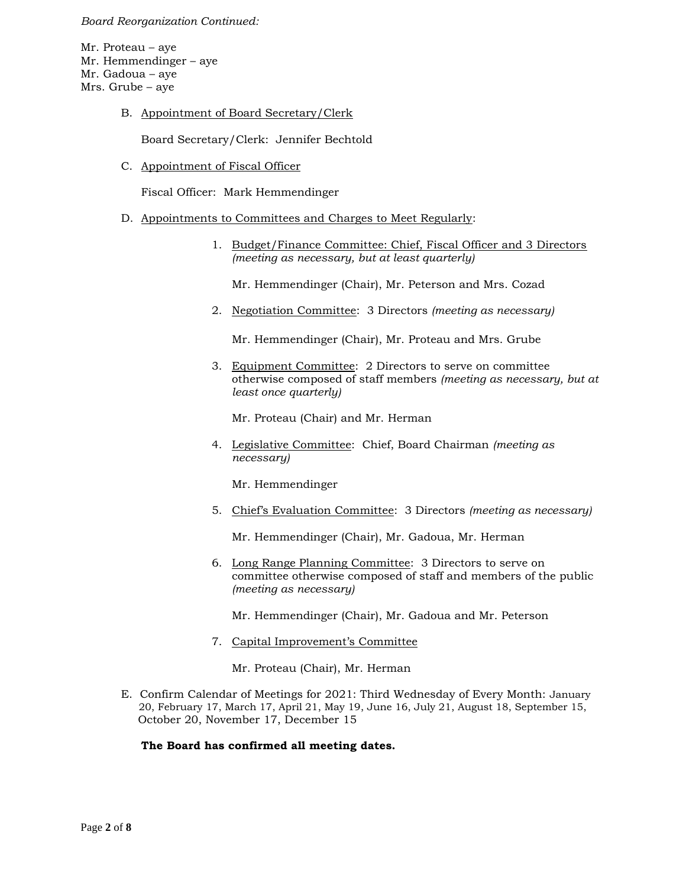*Board Reorganization Continued:*

Mr. Proteau – aye
Mr. Hemmendinger – aye
Mr. Gadoua – aye
Mrs. Grube – aye

B. Appointment of Board Secretary/Clerk

   Board Secretary/Clerk: Jennifer Bechtold

C. Appointment of Fiscal Officer

   Fiscal Officer: Mark Hemmendinger

D. Appointments to Committees and Charges to Meet Regularly:

   1. Budget/Finance Committee: Chief, Fiscal Officer and 3 Directors *(meeting as necessary, but at least quarterly)*

      Mr. Hemmendinger (Chair), Mr. Peterson and Mrs. Cozad

   2. Negotiation Committee: 3 Directors *(meeting as necessary)*

      Mr. Hemmendinger (Chair), Mr. Proteau and Mrs. Grube

   3. Equipment Committee: 2 Directors to serve on committee otherwise composed of staff members *(meeting as necessary, but at least once quarterly)*

      Mr. Proteau (Chair) and Mr. Herman

   4. Legislative Committee: Chief, Board Chairman *(meeting as necessary)*

      Mr. Hemmendinger

   5. Chief's Evaluation Committee: 3 Directors *(meeting as necessary)*

      Mr. Hemmendinger (Chair), Mr. Gadoua, Mr. Herman

   6. Long Range Planning Committee: 3 Directors to serve on committee otherwise composed of staff and members of the public *(meeting as necessary)*

      Mr. Hemmendinger (Chair), Mr. Gadoua and Mr. Peterson

   7. Capital Improvement's Committee

      Mr. Proteau (Chair), Mr. Herman

E. Confirm Calendar of Meetings for 2021: Third Wednesday of Every Month: January 20, February 17, March 17, April 21, May 19, June 16, July 21, August 18, September 15, October 20, November 17, December 15

   **The Board has confirmed all meeting dates.**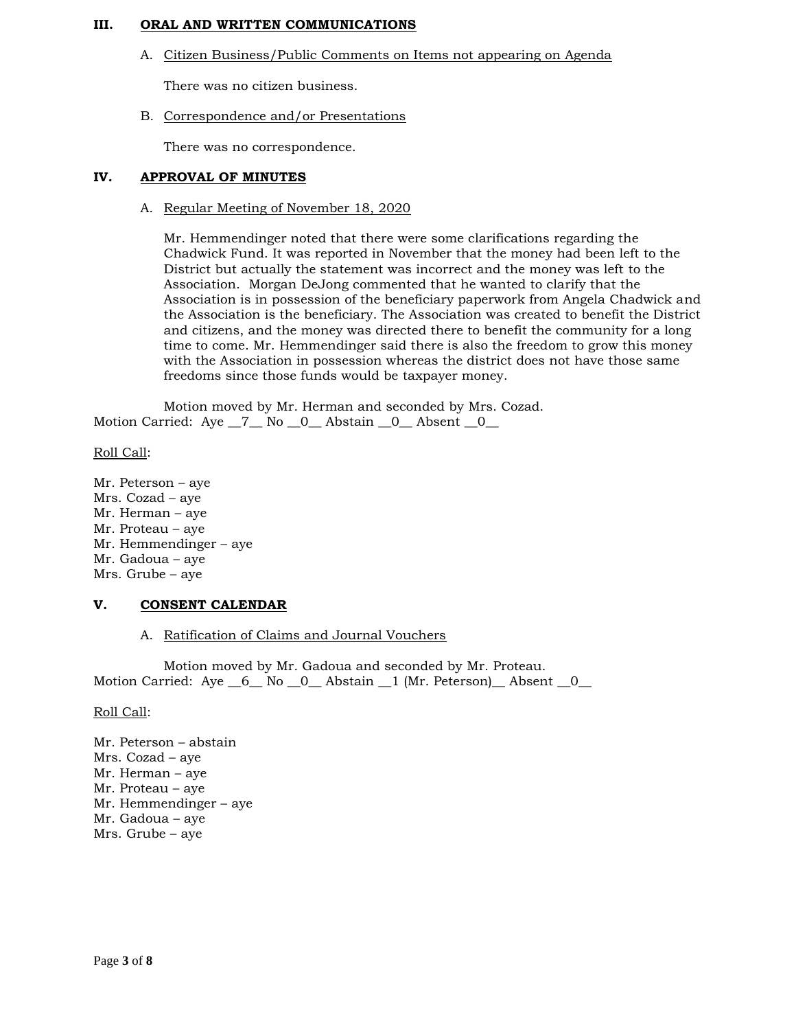## III. ORAL AND WRITTEN COMMUNICATIONS

A. Citizen Business/Public Comments on Items not appearing on Agenda

There was no citizen business.

B. Correspondence and/or Presentations

There was no correspondence.

## IV. APPROVAL OF MINUTES

A. Regular Meeting of November 18, 2020

Mr. Hemmendinger noted that there were some clarifications regarding the Chadwick Fund. It was reported in November that the money had been left to the District but actually the statement was incorrect and the money was left to the Association. Morgan DeJong commented that he wanted to clarify that the Association is in possession of the beneficiary paperwork from Angela Chadwick and the Association is the beneficiary. The Association was created to benefit the District and citizens, and the money was directed there to benefit the community for a long time to come. Mr. Hemmendinger said there is also the freedom to grow this money with the Association in possession whereas the district does not have those same freedoms since those funds would be taxpayer money.

Motion moved by Mr. Herman and seconded by Mrs. Cozad.
Motion Carried: Aye __7__ No __0__ Abstain __0__ Absent __0__

Roll Call:

Mr. Peterson – aye
Mrs. Cozad – aye
Mr. Herman – aye
Mr. Proteau – aye
Mr. Hemmendinger – aye
Mr. Gadoua – aye
Mrs. Grube – aye

## V. CONSENT CALENDAR

A. Ratification of Claims and Journal Vouchers

Motion moved by Mr. Gadoua and seconded by Mr. Proteau.
Motion Carried: Aye __6__ No __0__ Abstain __1 (Mr. Peterson)__ Absent __0__

Roll Call:

Mr. Peterson – abstain
Mrs. Cozad – aye
Mr. Herman – aye
Mr. Proteau – aye
Mr. Hemmendinger – aye
Mr. Gadoua – aye
Mrs. Grube – aye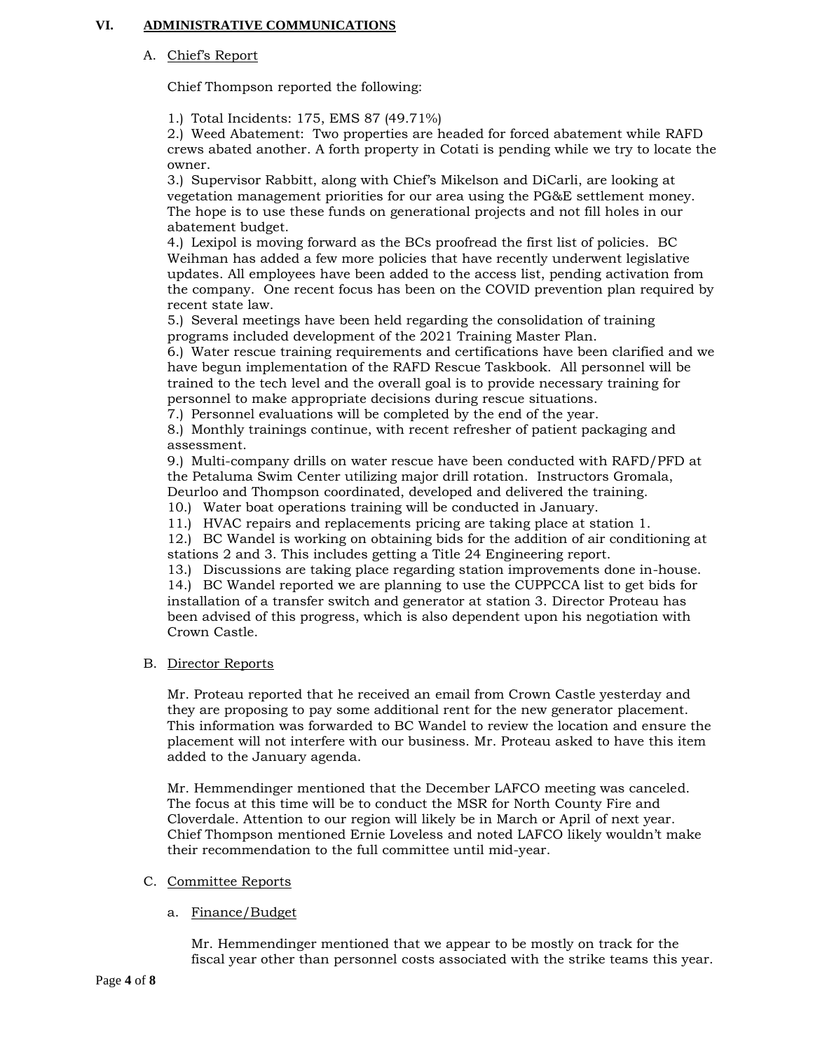## VI. ADMINISTRATIVE COMMUNICATIONS

### A. Chief's Report

Chief Thompson reported the following:

1.) Total Incidents: 175, EMS 87 (49.71%)
2.) Weed Abatement: Two properties are headed for forced abatement while RAFD crews abated another. A forth property in Cotati is pending while we try to locate the owner.
3.) Supervisor Rabbitt, along with Chief's Mikelson and DiCarli, are looking at vegetation management priorities for our area using the PG&E settlement money. The hope is to use these funds on generational projects and not fill holes in our abatement budget.
4.) Lexipol is moving forward as the BCs proofread the first list of policies. BC Weihman has added a few more policies that have recently underwent legislative updates. All employees have been added to the access list, pending activation from the company. One recent focus has been on the COVID prevention plan required by recent state law.
5.) Several meetings have been held regarding the consolidation of training programs included development of the 2021 Training Master Plan.
6.) Water rescue training requirements and certifications have been clarified and we have begun implementation of the RAFD Rescue Taskbook. All personnel will be trained to the tech level and the overall goal is to provide necessary training for personnel to make appropriate decisions during rescue situations.
7.) Personnel evaluations will be completed by the end of the year.
8.) Monthly trainings continue, with recent refresher of patient packaging and assessment.
9.) Multi-company drills on water rescue have been conducted with RAFD/PFD at the Petaluma Swim Center utilizing major drill rotation. Instructors Gromala, Deurloo and Thompson coordinated, developed and delivered the training.
10.) Water boat operations training will be conducted in January.
11.) HVAC repairs and replacements pricing are taking place at station 1.
12.) BC Wandel is working on obtaining bids for the addition of air conditioning at stations 2 and 3. This includes getting a Title 24 Engineering report.
13.) Discussions are taking place regarding station improvements done in-house.
14.) BC Wandel reported we are planning to use the CUPPCCA list to get bids for installation of a transfer switch and generator at station 3. Director Proteau has been advised of this progress, which is also dependent upon his negotiation with Crown Castle.

### B. Director Reports

Mr. Proteau reported that he received an email from Crown Castle yesterday and they are proposing to pay some additional rent for the new generator placement. This information was forwarded to BC Wandel to review the location and ensure the placement will not interfere with our business. Mr. Proteau asked to have this item added to the January agenda.

Mr. Hemmendinger mentioned that the December LAFCO meeting was canceled. The focus at this time will be to conduct the MSR for North County Fire and Cloverdale. Attention to our region will likely be in March or April of next year. Chief Thompson mentioned Ernie Loveless and noted LAFCO likely wouldn't make their recommendation to the full committee until mid-year.

### C. Committee Reports

#### a. Finance/Budget

Mr. Hemmendinger mentioned that we appear to be mostly on track for the fiscal year other than personnel costs associated with the strike teams this year.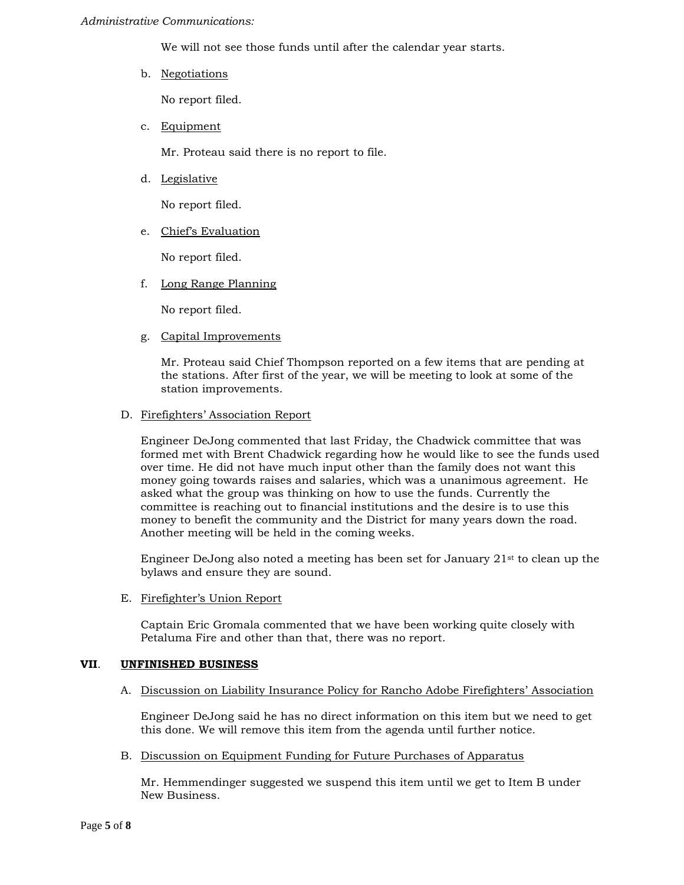*Administrative Communications:*

We will not see those funds until after the calendar year starts.

b. Negotiations

No report filed.

c. Equipment

Mr. Proteau said there is no report to file.

d. Legislative

No report filed.

e. Chief's Evaluation

No report filed.

f. Long Range Planning

No report filed.

g. Capital Improvements

Mr. Proteau said Chief Thompson reported on a few items that are pending at the stations. After first of the year, we will be meeting to look at some of the station improvements.

D. Firefighters' Association Report

Engineer DeJong commented that last Friday, the Chadwick committee that was formed met with Brent Chadwick regarding how he would like to see the funds used over time. He did not have much input other than the family does not want this money going towards raises and salaries, which was a unanimous agreement. He asked what the group was thinking on how to use the funds. Currently the committee is reaching out to financial institutions and the desire is to use this money to benefit the community and the District for many years down the road. Another meeting will be held in the coming weeks.

Engineer DeJong also noted a meeting has been set for January 21st to clean up the bylaws and ensure they are sound.

E. Firefighter's Union Report

Captain Eric Gromala commented that we have been working quite closely with Petaluma Fire and other than that, there was no report.

## VII. UNFINISHED BUSINESS

A. Discussion on Liability Insurance Policy for Rancho Adobe Firefighters' Association

Engineer DeJong said he has no direct information on this item but we need to get this done. We will remove this item from the agenda until further notice.

B. Discussion on Equipment Funding for Future Purchases of Apparatus

Mr. Hemmendinger suggested we suspend this item until we get to Item B under New Business.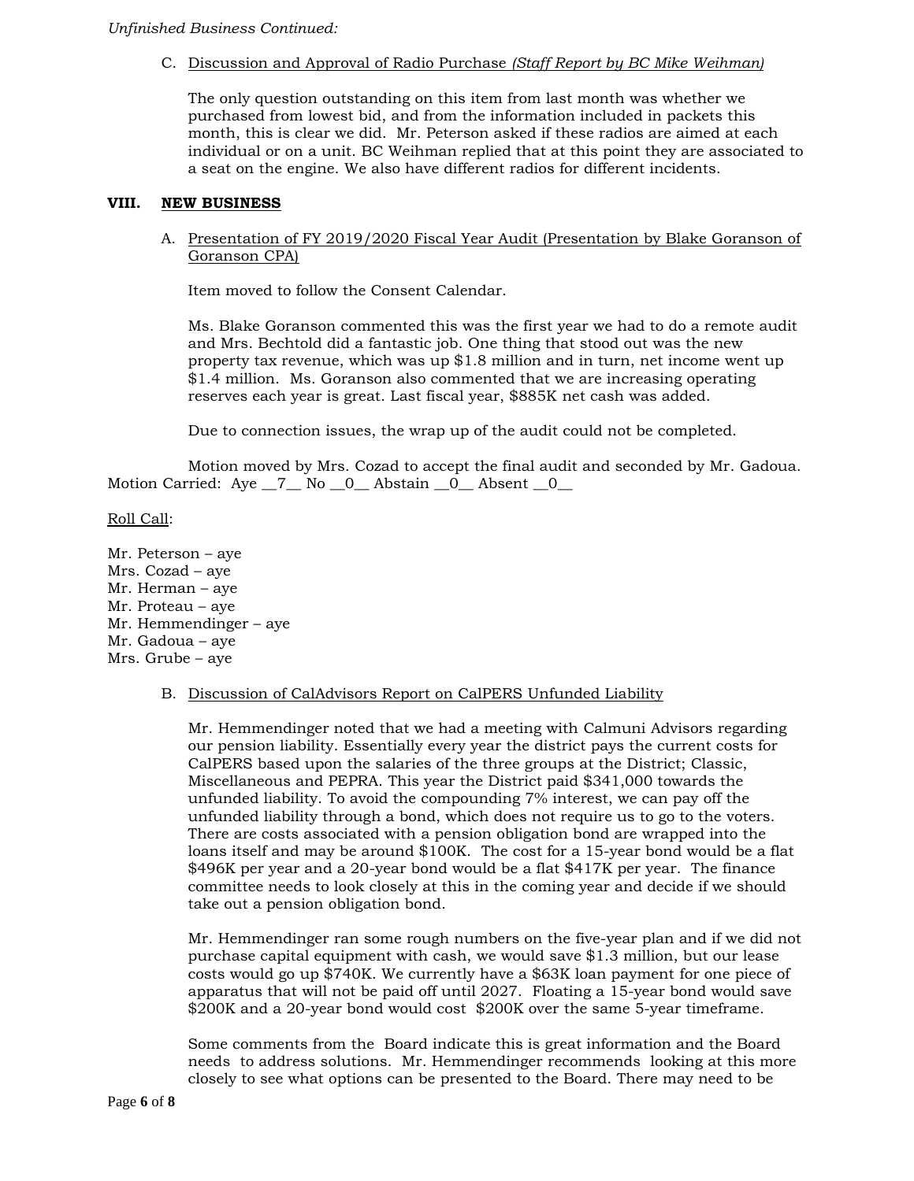*Unfinished Business Continued:*

C. Discussion and Approval of Radio Purchase *(Staff Report by BC Mike Weihman)*

The only question outstanding on this item from last month was whether we purchased from lowest bid, and from the information included in packets this month, this is clear we did. Mr. Peterson asked if these radios are aimed at each individual or on a unit. BC Weihman replied that at this point they are associated to a seat on the engine. We also have different radios for different incidents.

## VIII. NEW BUSINESS

A. Presentation of FY 2019/2020 Fiscal Year Audit (Presentation by Blake Goranson of Goranson CPA)

Item moved to follow the Consent Calendar.

Ms. Blake Goranson commented this was the first year we had to do a remote audit and Mrs. Bechtold did a fantastic job. One thing that stood out was the new property tax revenue, which was up $1.8 million and in turn, net income went up $1.4 million. Ms. Goranson also commented that we are increasing operating reserves each year is great. Last fiscal year, $885K net cash was added.

Due to connection issues, the wrap up of the audit could not be completed.

Motion moved by Mrs. Cozad to accept the final audit and seconded by Mr. Gadoua. Motion Carried: Aye __7__ No __0__ Abstain __0__ Absent __0__

Roll Call:

Mr. Peterson – aye
Mrs. Cozad – aye
Mr. Herman – aye
Mr. Proteau – aye
Mr. Hemmendinger – aye
Mr. Gadoua – aye
Mrs. Grube – aye

B. Discussion of CalAdvisors Report on CalPERS Unfunded Liability

Mr. Hemmendinger noted that we had a meeting with Calmuni Advisors regarding our pension liability. Essentially every year the district pays the current costs for CalPERS based upon the salaries of the three groups at the District; Classic, Miscellaneous and PEPRA. This year the District paid $341,000 towards the unfunded liability. To avoid the compounding 7% interest, we can pay off the unfunded liability through a bond, which does not require us to go to the voters. There are costs associated with a pension obligation bond are wrapped into the loans itself and may be around $100K. The cost for a 15-year bond would be a flat $496K per year and a 20-year bond would be a flat $417K per year. The finance committee needs to look closely at this in the coming year and decide if we should take out a pension obligation bond.

Mr. Hemmendinger ran some rough numbers on the five-year plan and if we did not purchase capital equipment with cash, we would save $1.3 million, but our lease costs would go up $740K. We currently have a $63K loan payment for one piece of apparatus that will not be paid off until 2027. Floating a 15-year bond would save $200K and a 20-year bond would cost $200K over the same 5-year timeframe.

Some comments from the Board indicate this is great information and the Board needs to address solutions. Mr. Hemmendinger recommends looking at this more closely to see what options can be presented to the Board. There may need to be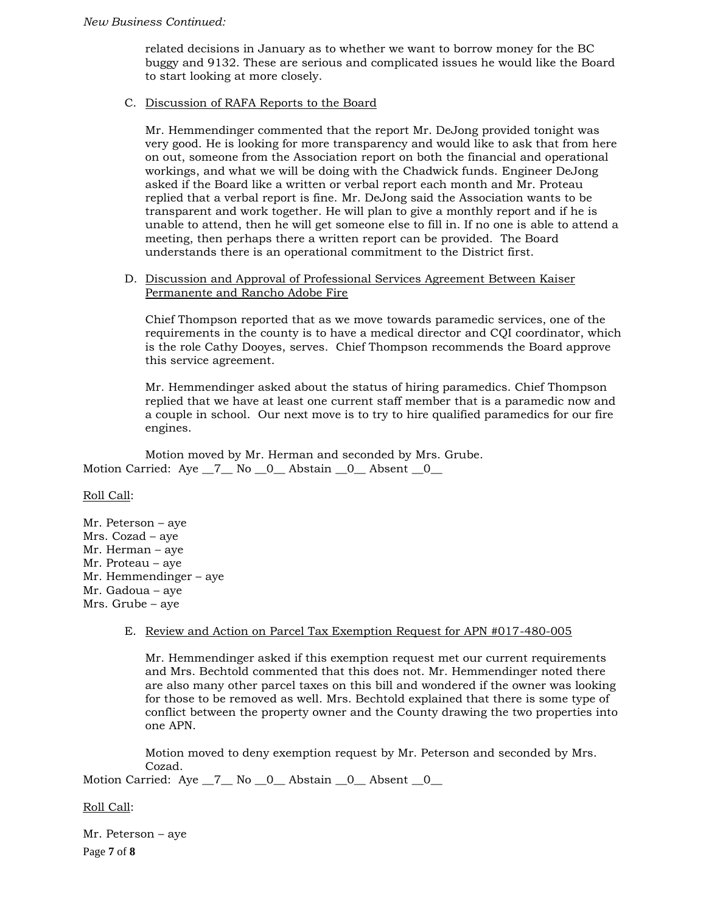*New Business Continued:*

related decisions in January as to whether we want to borrow money for the BC buggy and 9132. These are serious and complicated issues he would like the Board to start looking at more closely.

C. Discussion of RAFA Reports to the Board

Mr. Hemmendinger commented that the report Mr. DeJong provided tonight was very good. He is looking for more transparency and would like to ask that from here on out, someone from the Association report on both the financial and operational workings, and what we will be doing with the Chadwick funds. Engineer DeJong asked if the Board like a written or verbal report each month and Mr. Proteau replied that a verbal report is fine. Mr. DeJong said the Association wants to be transparent and work together. He will plan to give a monthly report and if he is unable to attend, then he will get someone else to fill in. If no one is able to attend a meeting, then perhaps there a written report can be provided. The Board understands there is an operational commitment to the District first.

D. Discussion and Approval of Professional Services Agreement Between Kaiser Permanente and Rancho Adobe Fire

Chief Thompson reported that as we move towards paramedic services, one of the requirements in the county is to have a medical director and CQI coordinator, which is the role Cathy Dooyes, serves. Chief Thompson recommends the Board approve this service agreement.

Mr. Hemmendinger asked about the status of hiring paramedics. Chief Thompson replied that we have at least one current staff member that is a paramedic now and a couple in school. Our next move is to try to hire qualified paramedics for our fire engines.

Motion moved by Mr. Herman and seconded by Mrs. Grube.

Motion Carried: Aye __7__ No __0__ Abstain __0__ Absent __0__

Roll Call:

Mr. Peterson – aye
Mrs. Cozad – aye
Mr. Herman – aye
Mr. Proteau – aye
Mr. Hemmendinger – aye
Mr. Gadoua – aye
Mrs. Grube – aye

E. Review and Action on Parcel Tax Exemption Request for APN #017-480-005

Mr. Hemmendinger asked if this exemption request met our current requirements and Mrs. Bechtold commented that this does not. Mr. Hemmendinger noted there are also many other parcel taxes on this bill and wondered if the owner was looking for those to be removed as well. Mrs. Bechtold explained that there is some type of conflict between the property owner and the County drawing the two properties into one APN.

Motion moved to deny exemption request by Mr. Peterson and seconded by Mrs. Cozad.

Motion Carried: Aye __7__ No __0__ Abstain __0__ Absent __0__

Roll Call:

Mr. Peterson – aye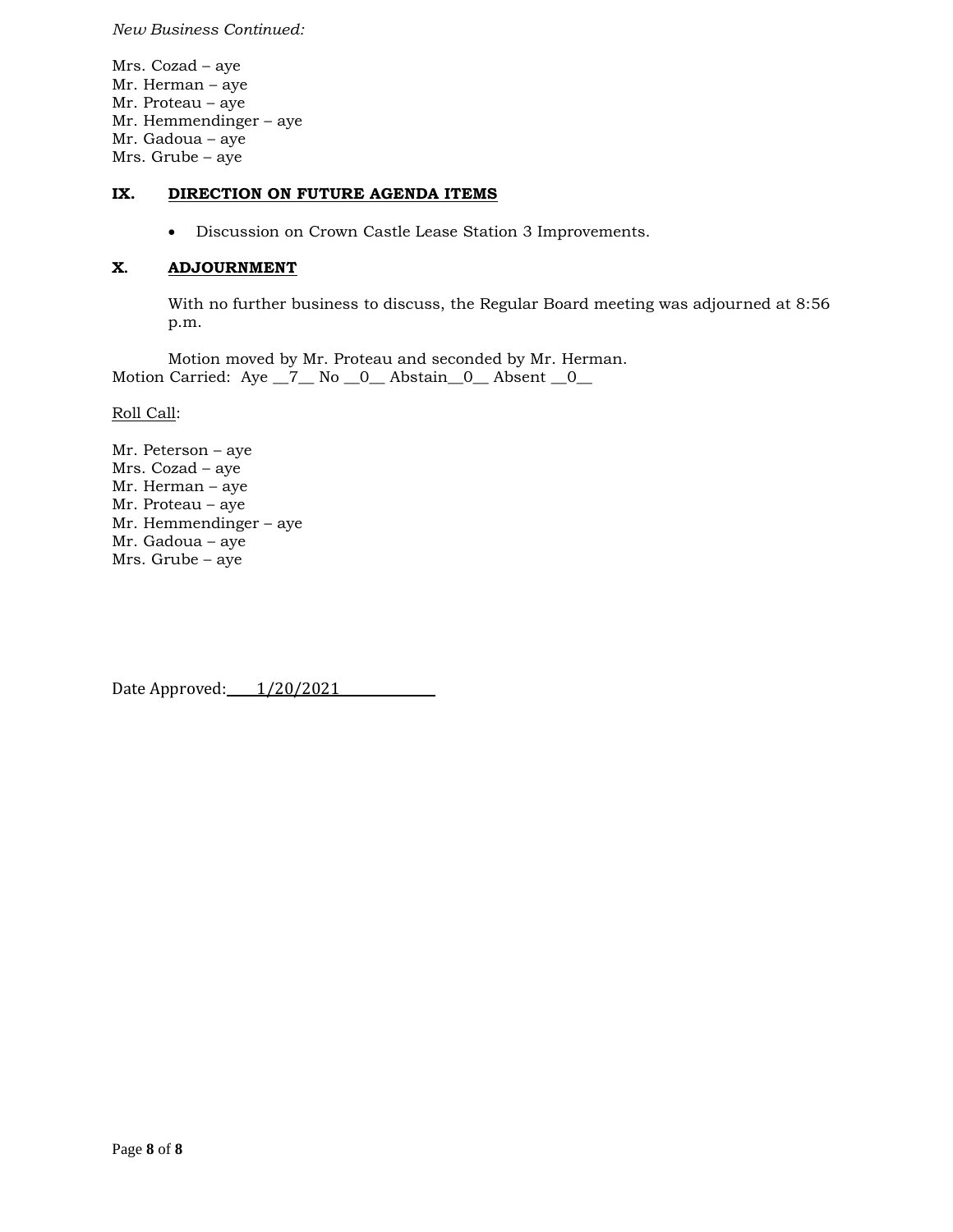*New Business Continued:*

Mrs. Cozad – aye
Mr. Herman – aye
Mr. Proteau – aye
Mr. Hemmendinger – aye
Mr. Gadoua – aye
Mrs. Grube – aye

## IX. DIRECTION ON FUTURE AGENDA ITEMS

- Discussion on Crown Castle Lease Station 3 Improvements.

## X. ADJOURNMENT

With no further business to discuss, the Regular Board meeting was adjourned at 8:56 p.m.

Motion moved by Mr. Proteau and seconded by Mr. Herman.
Motion Carried: Aye __7__ No __0__ Abstain__0__ Absent __0__

Roll Call:

Mr. Peterson – aye
Mrs. Cozad – aye
Mr. Herman – aye
Mr. Proteau – aye
Mr. Hemmendinger – aye
Mr. Gadoua – aye
Mrs. Grube – aye

Date Approved: 1/20/2021